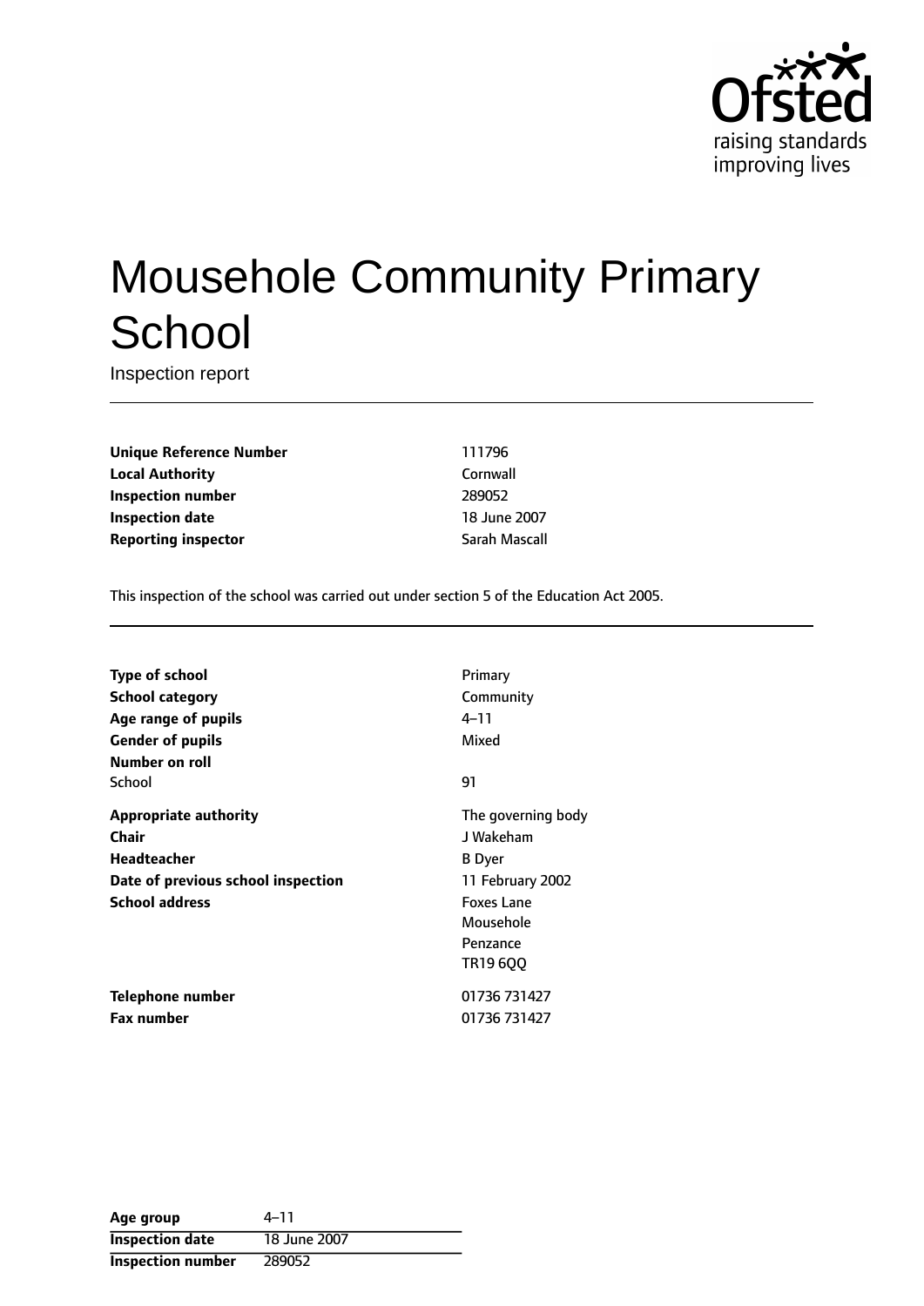Ofsted
raising standards
improving lives

# Mousehole Community Primary School

Inspection report

| | |
|---|---|
| **Unique Reference Number** | 111796 |
| **Local Authority** | Cornwall |
| **Inspection number** | 289052 |
| **Inspection date** | 18 June 2007 |
| **Reporting inspector** | Sarah Mascall |

This inspection of the school was carried out under section 5 of the Education Act 2005.

| | |
|---|---|
| **Type of school** | Primary |
| **School category** | Community |
| **Age range of pupils** | 4–11 |
| **Gender of pupils** | Mixed |
| **Number on roll** | |
| School | 91 |
| **Appropriate authority** | The governing body |
| **Chair** | J Wakeham |
| **Headteacher** | B Dyer |
| **Date of previous school inspection** | 11 February 2002 |
| **School address** | Foxes Lane<br>Mousehole<br>Penzance<br>TR19 6QQ |
| **Telephone number** | 01736 731427 |
| **Fax number** | 01736 731427 |

| **Age group** | 4–11 |
|---|---|
| **Inspection date** | 18 June 2007 |
| **Inspection number** | 289052 |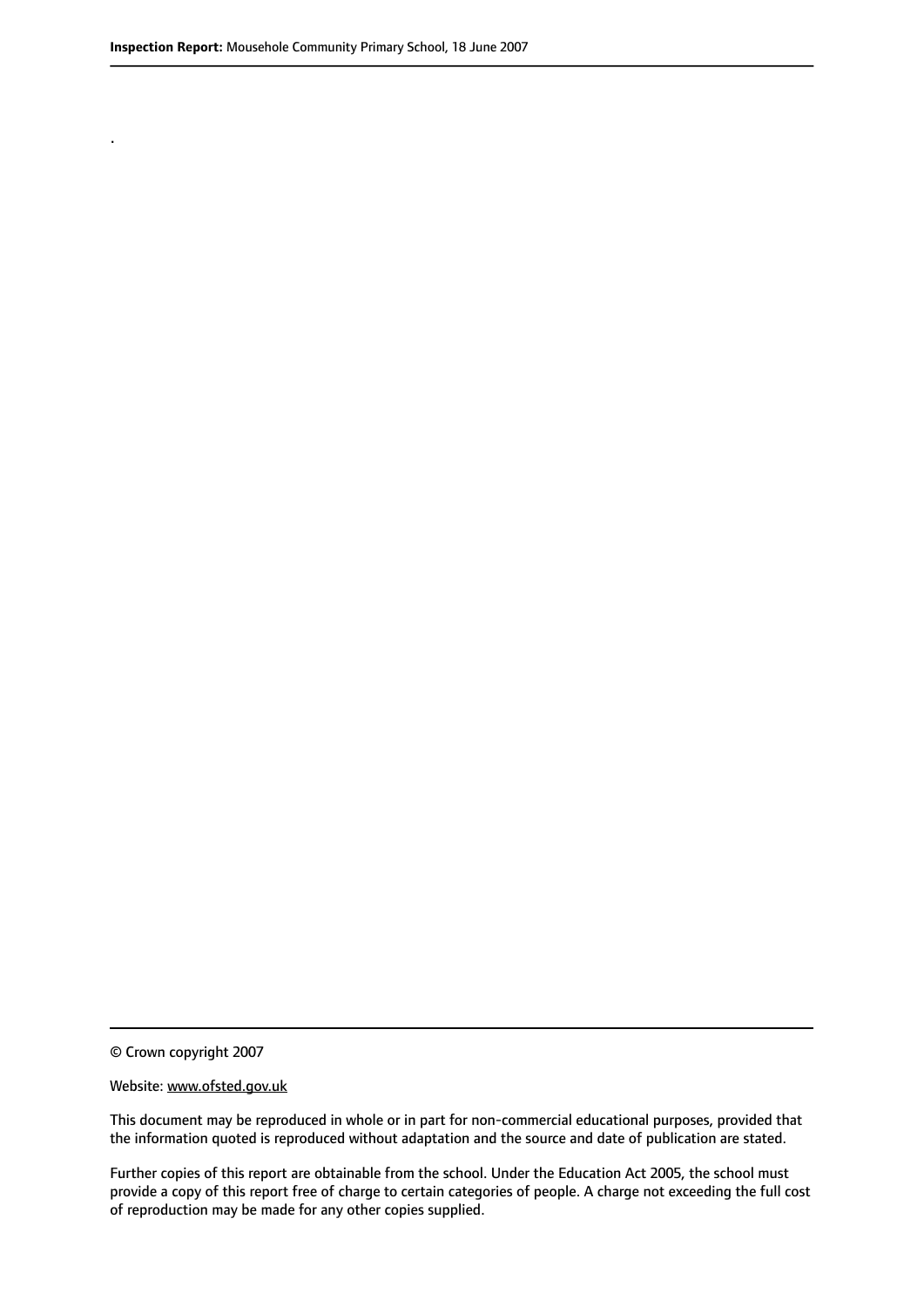.

© Crown copyright 2007

Website: www.ofsted.gov.uk

This document may be reproduced in whole or in part for non-commercial educational purposes, provided that the information quoted is reproduced without adaptation and the source and date of publication are stated.

Further copies of this report are obtainable from the school. Under the Education Act 2005, the school must provide a copy of this report free of charge to certain categories of people. A charge not exceeding the full cost of reproduction may be made for any other copies supplied.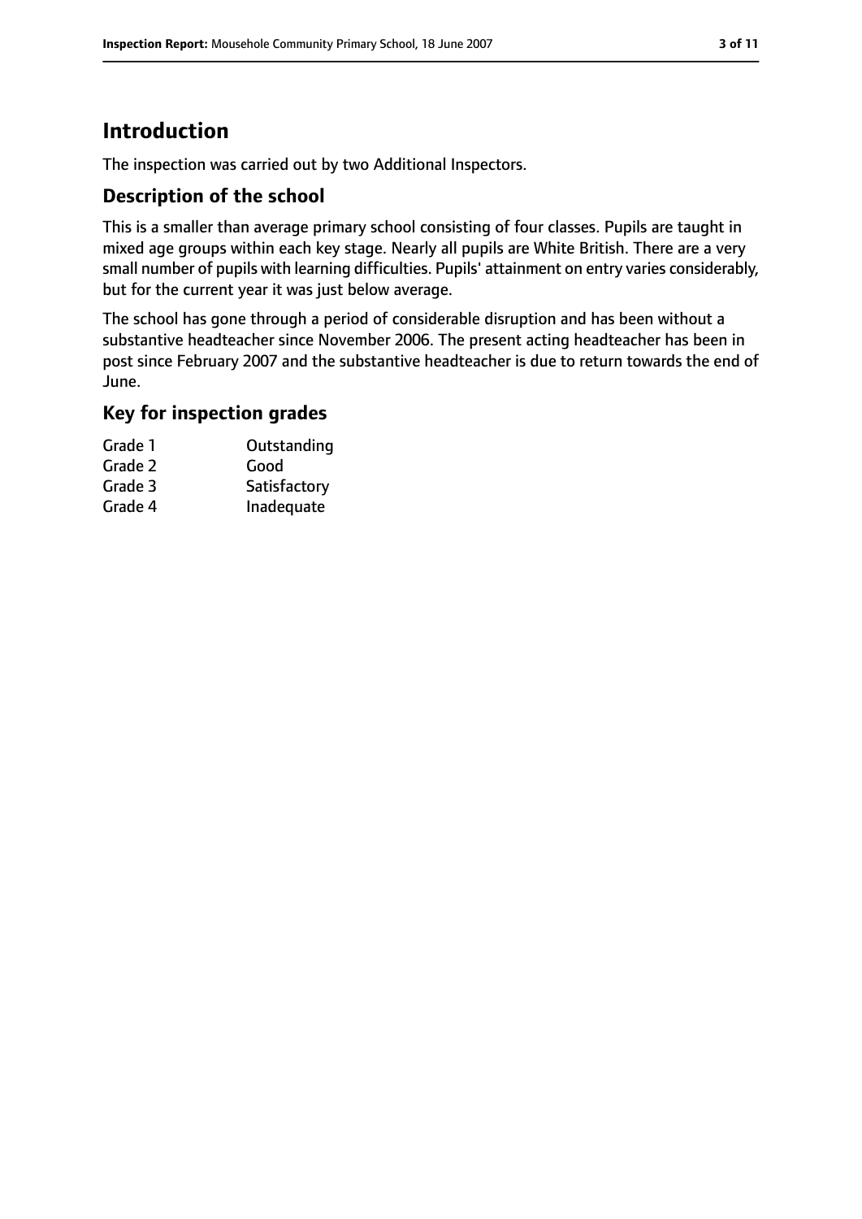# Introduction

The inspection was carried out by two Additional Inspectors.

## Description of the school

This is a smaller than average primary school consisting of four classes. Pupils are taught in mixed age groups within each key stage. Nearly all pupils are White British. There are a very small number of pupils with learning difficulties. Pupils' attainment on entry varies considerably, but for the current year it was just below average.

The school has gone through a period of considerable disruption and has been without a substantive headteacher since November 2006. The present acting headteacher has been in post since February 2007 and the substantive headteacher is due to return towards the end of June.

## Key for inspection grades

| | |
|---|---|
| Grade 1 | Outstanding |
| Grade 2 | Good |
| Grade 3 | Satisfactory |
| Grade 4 | Inadequate |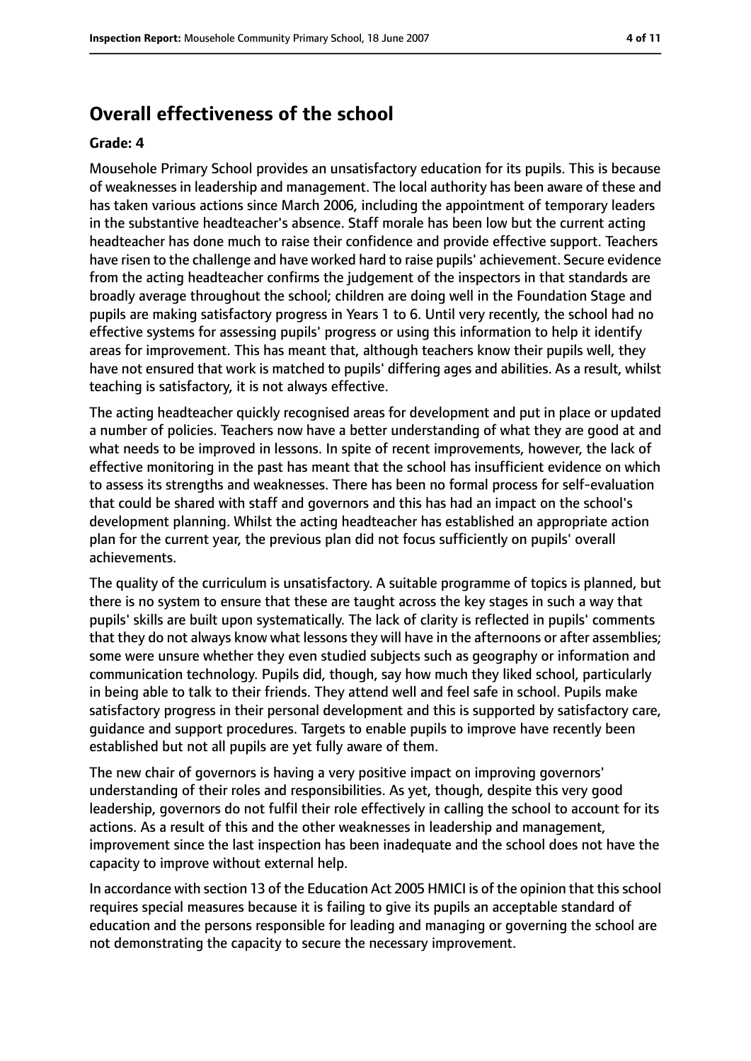## Overall effectiveness of the school

**Grade: 4**

Mousehole Primary School provides an unsatisfactory education for its pupils. This is because of weaknesses in leadership and management. The local authority has been aware of these and has taken various actions since March 2006, including the appointment of temporary leaders in the substantive headteacher's absence. Staff morale has been low but the current acting headteacher has done much to raise their confidence and provide effective support. Teachers have risen to the challenge and have worked hard to raise pupils' achievement. Secure evidence from the acting headteacher confirms the judgement of the inspectors in that standards are broadly average throughout the school; children are doing well in the Foundation Stage and pupils are making satisfactory progress in Years 1 to 6. Until very recently, the school had no effective systems for assessing pupils' progress or using this information to help it identify areas for improvement. This has meant that, although teachers know their pupils well, they have not ensured that work is matched to pupils' differing ages and abilities. As a result, whilst teaching is satisfactory, it is not always effective.

The acting headteacher quickly recognised areas for development and put in place or updated a number of policies. Teachers now have a better understanding of what they are good at and what needs to be improved in lessons. In spite of recent improvements, however, the lack of effective monitoring in the past has meant that the school has insufficient evidence on which to assess its strengths and weaknesses. There has been no formal process for self-evaluation that could be shared with staff and governors and this has had an impact on the school's development planning. Whilst the acting headteacher has established an appropriate action plan for the current year, the previous plan did not focus sufficiently on pupils' overall achievements.

The quality of the curriculum is unsatisfactory. A suitable programme of topics is planned, but there is no system to ensure that these are taught across the key stages in such a way that pupils' skills are built upon systematically. The lack of clarity is reflected in pupils' comments that they do not always know what lessons they will have in the afternoons or after assemblies; some were unsure whether they even studied subjects such as geography or information and communication technology. Pupils did, though, say how much they liked school, particularly in being able to talk to their friends. They attend well and feel safe in school. Pupils make satisfactory progress in their personal development and this is supported by satisfactory care, guidance and support procedures. Targets to enable pupils to improve have recently been established but not all pupils are yet fully aware of them.

The new chair of governors is having a very positive impact on improving governors' understanding of their roles and responsibilities. As yet, though, despite this very good leadership, governors do not fulfil their role effectively in calling the school to account for its actions. As a result of this and the other weaknesses in leadership and management, improvement since the last inspection has been inadequate and the school does not have the capacity to improve without external help.

In accordance with section 13 of the Education Act 2005 HMICI is of the opinion that this school requires special measures because it is failing to give its pupils an acceptable standard of education and the persons responsible for leading and managing or governing the school are not demonstrating the capacity to secure the necessary improvement.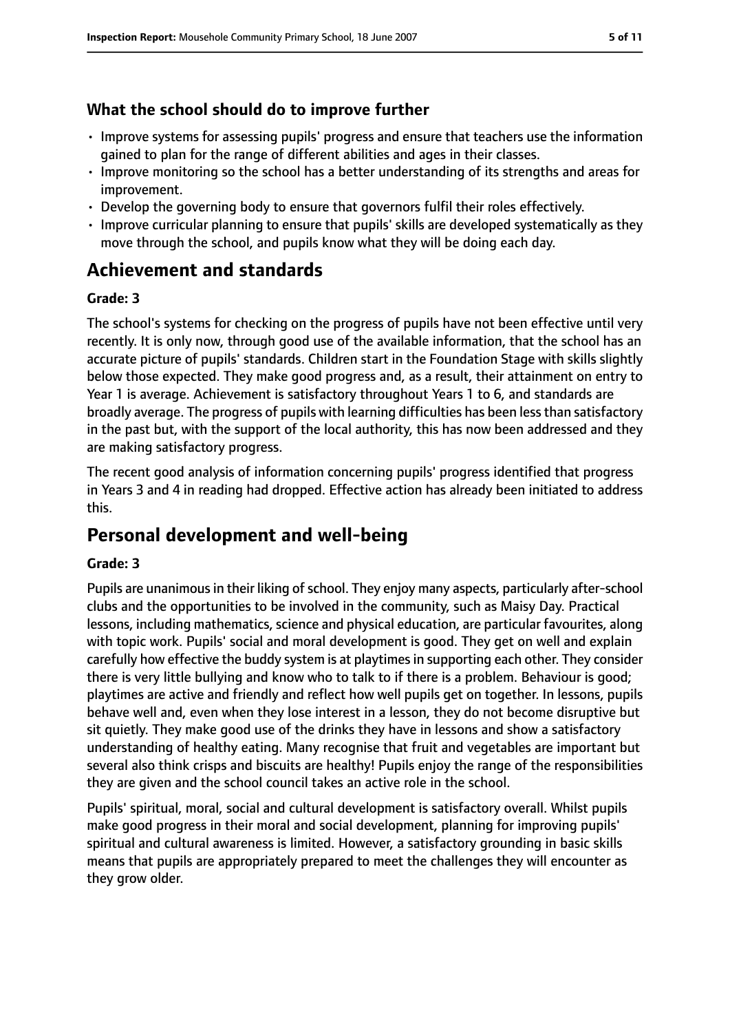### What the school should do to improve further

- Improve systems for assessing pupils' progress and ensure that teachers use the information gained to plan for the range of different abilities and ages in their classes.
- Improve monitoring so the school has a better understanding of its strengths and areas for improvement.
- Develop the governing body to ensure that governors fulfil their roles effectively.
- Improve curricular planning to ensure that pupils' skills are developed systematically as they move through the school, and pupils know what they will be doing each day.

## Achievement and standards

#### Grade: 3

The school's systems for checking on the progress of pupils have not been effective until very recently. It is only now, through good use of the available information, that the school has an accurate picture of pupils' standards. Children start in the Foundation Stage with skills slightly below those expected. They make good progress and, as a result, their attainment on entry to Year 1 is average. Achievement is satisfactory throughout Years 1 to 6, and standards are broadly average. The progress of pupils with learning difficulties has been less than satisfactory in the past but, with the support of the local authority, this has now been addressed and they are making satisfactory progress.

The recent good analysis of information concerning pupils' progress identified that progress in Years 3 and 4 in reading had dropped. Effective action has already been initiated to address this.

## Personal development and well-being

#### Grade: 3

Pupils are unanimous in their liking of school. They enjoy many aspects, particularly after-school clubs and the opportunities to be involved in the community, such as Maisy Day. Practical lessons, including mathematics, science and physical education, are particular favourites, along with topic work. Pupils' social and moral development is good. They get on well and explain carefully how effective the buddy system is at playtimes in supporting each other. They consider there is very little bullying and know who to talk to if there is a problem. Behaviour is good; playtimes are active and friendly and reflect how well pupils get on together. In lessons, pupils behave well and, even when they lose interest in a lesson, they do not become disruptive but sit quietly. They make good use of the drinks they have in lessons and show a satisfactory understanding of healthy eating. Many recognise that fruit and vegetables are important but several also think crisps and biscuits are healthy! Pupils enjoy the range of the responsibilities they are given and the school council takes an active role in the school.

Pupils' spiritual, moral, social and cultural development is satisfactory overall. Whilst pupils make good progress in their moral and social development, planning for improving pupils' spiritual and cultural awareness is limited. However, a satisfactory grounding in basic skills means that pupils are appropriately prepared to meet the challenges they will encounter as they grow older.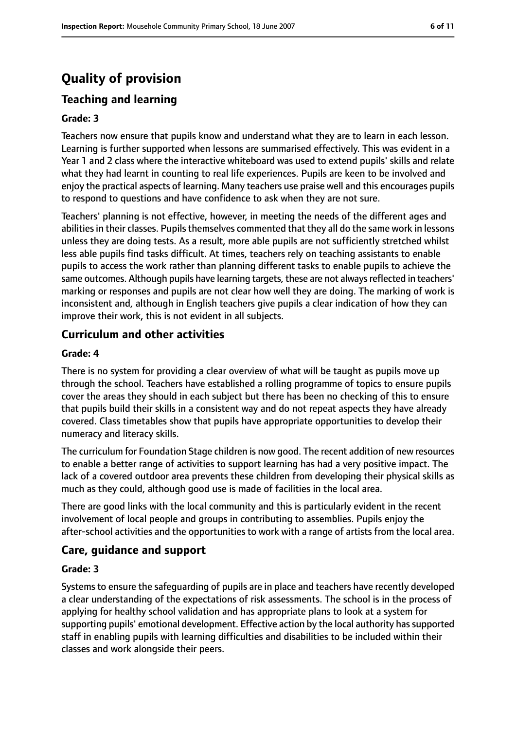# Quality of provision

## Teaching and learning

**Grade: 3**

Teachers now ensure that pupils know and understand what they are to learn in each lesson. Learning is further supported when lessons are summarised effectively. This was evident in a Year 1 and 2 class where the interactive whiteboard was used to extend pupils' skills and relate what they had learnt in counting to real life experiences. Pupils are keen to be involved and enjoy the practical aspects of learning. Many teachers use praise well and this encourages pupils to respond to questions and have confidence to ask when they are not sure.

Teachers' planning is not effective, however, in meeting the needs of the different ages and abilities in their classes. Pupils themselves commented that they all do the same work in lessons unless they are doing tests. As a result, more able pupils are not sufficiently stretched whilst less able pupils find tasks difficult. At times, teachers rely on teaching assistants to enable pupils to access the work rather than planning different tasks to enable pupils to achieve the same outcomes. Although pupils have learning targets, these are not always reflected in teachers' marking or responses and pupils are not clear how well they are doing. The marking of work is inconsistent and, although in English teachers give pupils a clear indication of how they can improve their work, this is not evident in all subjects.

## Curriculum and other activities

**Grade: 4**

There is no system for providing a clear overview of what will be taught as pupils move up through the school. Teachers have established a rolling programme of topics to ensure pupils cover the areas they should in each subject but there has been no checking of this to ensure that pupils build their skills in a consistent way and do not repeat aspects they have already covered. Class timetables show that pupils have appropriate opportunities to develop their numeracy and literacy skills.

The curriculum for Foundation Stage children is now good. The recent addition of new resources to enable a better range of activities to support learning has had a very positive impact. The lack of a covered outdoor area prevents these children from developing their physical skills as much as they could, although good use is made of facilities in the local area.

There are good links with the local community and this is particularly evident in the recent involvement of local people and groups in contributing to assemblies. Pupils enjoy the after-school activities and the opportunities to work with a range of artists from the local area.

## Care, guidance and support

**Grade: 3**

Systems to ensure the safeguarding of pupils are in place and teachers have recently developed a clear understanding of the expectations of risk assessments. The school is in the process of applying for healthy school validation and has appropriate plans to look at a system for supporting pupils' emotional development. Effective action by the local authority has supported staff in enabling pupils with learning difficulties and disabilities to be included within their classes and work alongside their peers.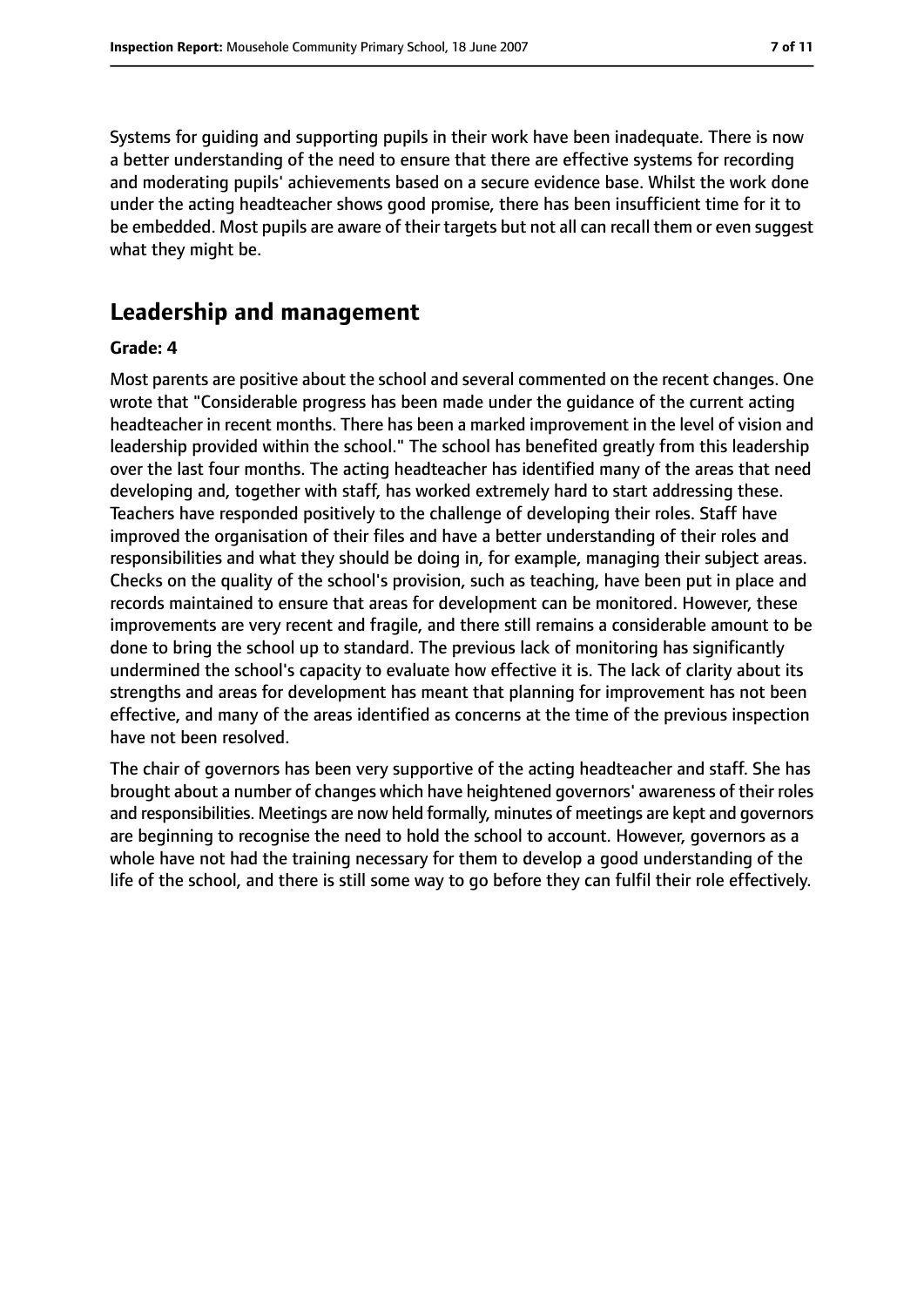Systems for guiding and supporting pupils in their work have been inadequate. There is now a better understanding of the need to ensure that there are effective systems for recording and moderating pupils' achievements based on a secure evidence base. Whilst the work done under the acting headteacher shows good promise, there has been insufficient time for it to be embedded. Most pupils are aware of their targets but not all can recall them or even suggest what they might be.

## Leadership and management

**Grade: 4**

Most parents are positive about the school and several commented on the recent changes. One wrote that "Considerable progress has been made under the guidance of the current acting headteacher in recent months. There has been a marked improvement in the level of vision and leadership provided within the school." The school has benefited greatly from this leadership over the last four months. The acting headteacher has identified many of the areas that need developing and, together with staff, has worked extremely hard to start addressing these. Teachers have responded positively to the challenge of developing their roles. Staff have improved the organisation of their files and have a better understanding of their roles and responsibilities and what they should be doing in, for example, managing their subject areas. Checks on the quality of the school's provision, such as teaching, have been put in place and records maintained to ensure that areas for development can be monitored. However, these improvements are very recent and fragile, and there still remains a considerable amount to be done to bring the school up to standard. The previous lack of monitoring has significantly undermined the school's capacity to evaluate how effective it is. The lack of clarity about its strengths and areas for development has meant that planning for improvement has not been effective, and many of the areas identified as concerns at the time of the previous inspection have not been resolved.

The chair of governors has been very supportive of the acting headteacher and staff. She has brought about a number of changes which have heightened governors' awareness of their roles and responsibilities. Meetings are now held formally, minutes of meetings are kept and governors are beginning to recognise the need to hold the school to account. However, governors as a whole have not had the training necessary for them to develop a good understanding of the life of the school, and there is still some way to go before they can fulfil their role effectively.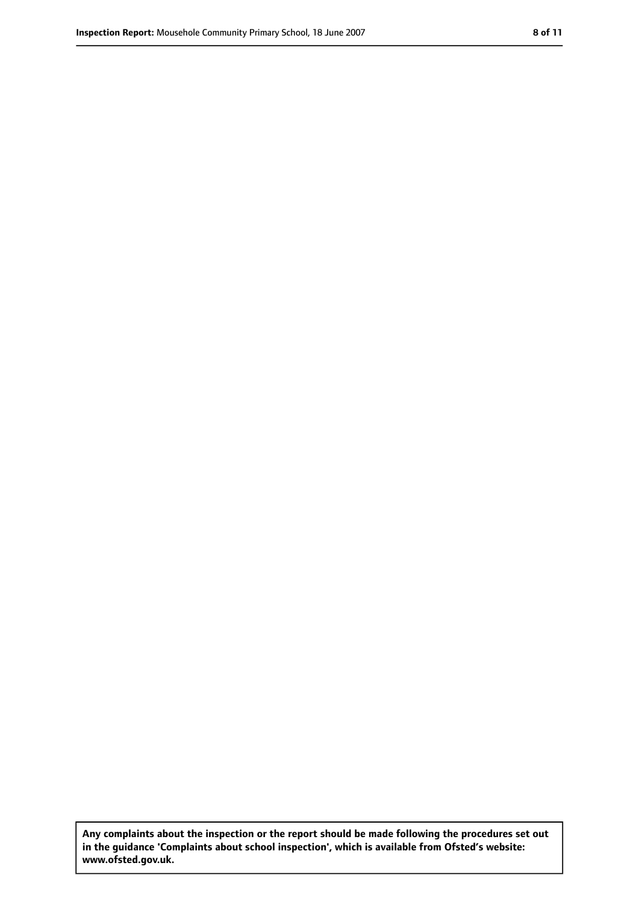**Any complaints about the inspection or the report should be made following the procedures set out in the guidance 'Complaints about school inspection', which is available from Ofsted's website: www.ofsted.gov.uk.**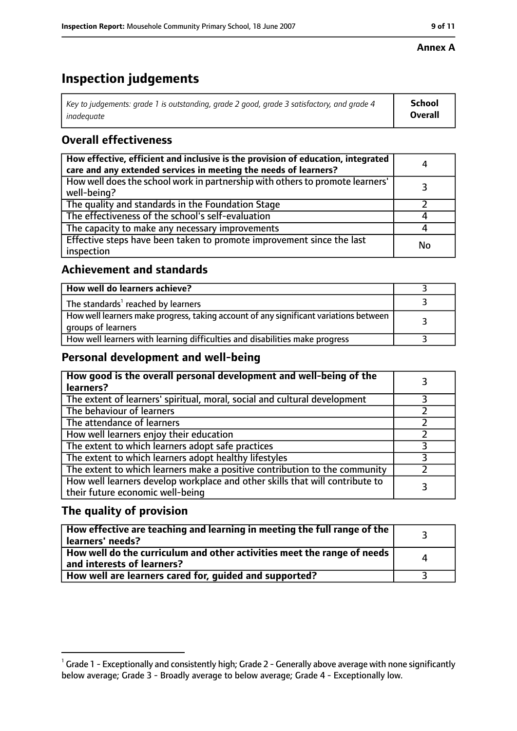**Annex A**

# Inspection judgements

| *Key to judgements: grade 1 is outstanding, grade 2 good, grade 3 satisfactory, and grade 4 inadequate* | **School Overall** |
|---|---|

## Overall effectiveness

| | |
|---|---|
| **How effective, efficient and inclusive is the provision of education, integrated care and any extended services in meeting the needs of learners?** | 4 |
| How well does the school work in partnership with others to promote learners' well-being? | 3 |
| The quality and standards in the Foundation Stage | 2 |
| The effectiveness of the school's self-evaluation | 4 |
| The capacity to make any necessary improvements | 4 |
| Effective steps have been taken to promote improvement since the last inspection | No |

## Achievement and standards

| | |
|---|---|
| **How well do learners achieve?** | 3 |
| The standards[1] reached by learners | 3 |
| How well learners make progress, taking account of any significant variations between groups of learners | 3 |
| How well learners with learning difficulties and disabilities make progress | 3 |

## Personal development and well-being

| | |
|---|---|
| **How good is the overall personal development and well-being of the learners?** | 3 |
| The extent of learners' spiritual, moral, social and cultural development | 3 |
| The behaviour of learners | 2 |
| The attendance of learners | 2 |
| How well learners enjoy their education | 2 |
| The extent to which learners adopt safe practices | 3 |
| The extent to which learners adopt healthy lifestyles | 3 |
| The extent to which learners make a positive contribution to the community | 2 |
| How well learners develop workplace and other skills that will contribute to their future economic well-being | 3 |

## The quality of provision

| | |
|---|---|
| **How effective are teaching and learning in meeting the full range of the learners' needs?** | 3 |
| **How well do the curriculum and other activities meet the range of needs and interests of learners?** | 4 |
| **How well are learners cared for, guided and supported?** | 3 |

[1] Grade 1 - Exceptionally and consistently high; Grade 2 - Generally above average with none significantly below average; Grade 3 - Broadly average to below average; Grade 4 - Exceptionally low.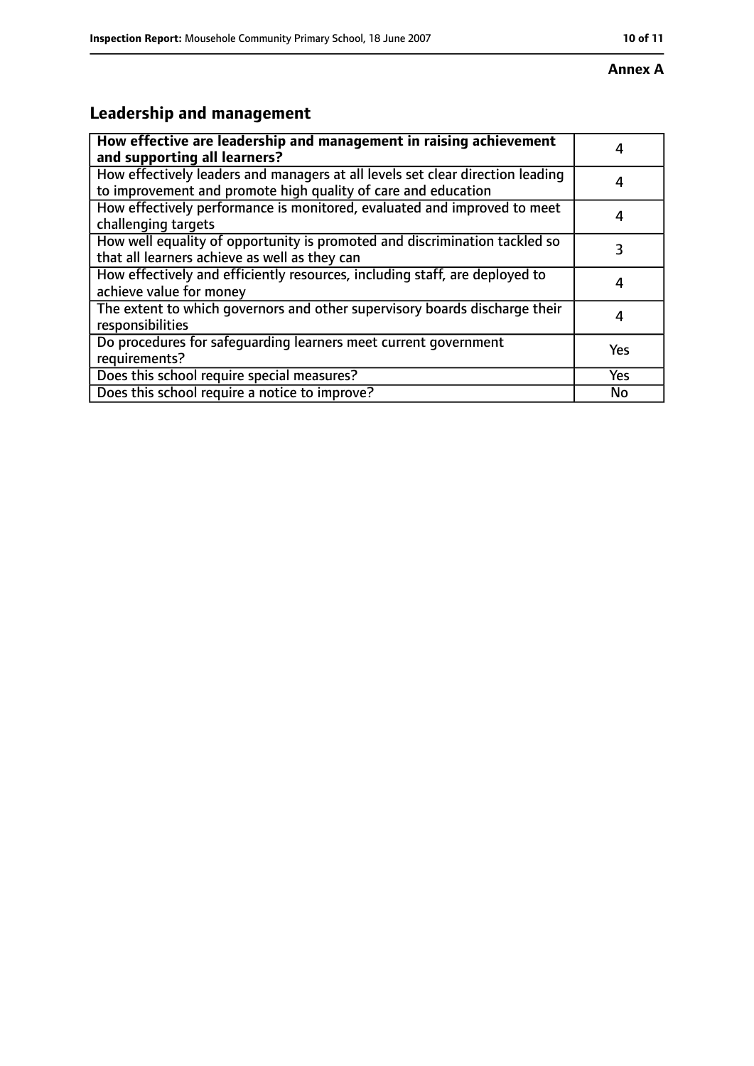**Annex A**

## Leadership and management

| How effective are leadership and management in raising achievement and supporting all learners? | 4 |
|---|---|
| How effectively leaders and managers at all levels set clear direction leading to improvement and promote high quality of care and education | 4 |
| How effectively performance is monitored, evaluated and improved to meet challenging targets | 4 |
| How well equality of opportunity is promoted and discrimination tackled so that all learners achieve as well as they can | 3 |
| How effectively and efficiently resources, including staff, are deployed to achieve value for money | 4 |
| The extent to which governors and other supervisory boards discharge their responsibilities | 4 |
| Do procedures for safeguarding learners meet current government requirements? | Yes |
| Does this school require special measures? | Yes |
| Does this school require a notice to improve? | No |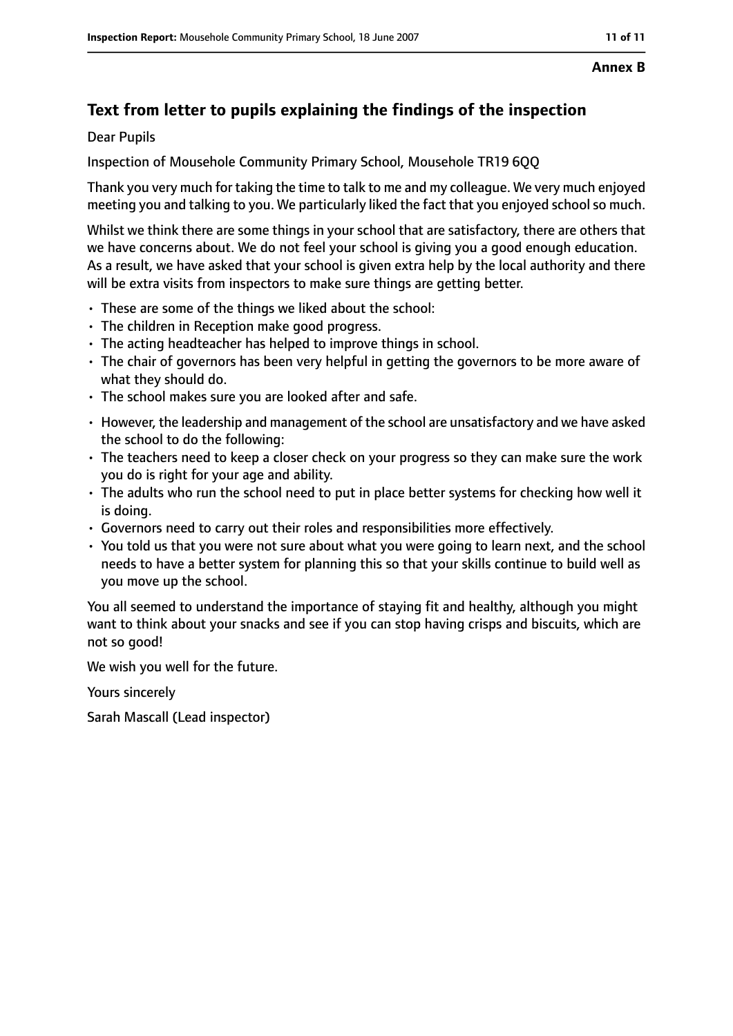**Annex B**

## Text from letter to pupils explaining the findings of the inspection

Dear Pupils

Inspection of Mousehole Community Primary School, Mousehole TR19 6QQ

Thank you very much for taking the time to talk to me and my colleague. We very much enjoyed meeting you and talking to you. We particularly liked the fact that you enjoyed school so much.

Whilst we think there are some things in your school that are satisfactory, there are others that we have concerns about. We do not feel your school is giving you a good enough education. As a result, we have asked that your school is given extra help by the local authority and there will be extra visits from inspectors to make sure things are getting better.

- These are some of the things we liked about the school:
- The children in Reception make good progress.
- The acting headteacher has helped to improve things in school.
- The chair of governors has been very helpful in getting the governors to be more aware of what they should do.
- The school makes sure you are looked after and safe.

- However, the leadership and management of the school are unsatisfactory and we have asked the school to do the following:
- The teachers need to keep a closer check on your progress so they can make sure the work you do is right for your age and ability.
- The adults who run the school need to put in place better systems for checking how well it is doing.
- Governors need to carry out their roles and responsibilities more effectively.
- You told us that you were not sure about what you were going to learn next, and the school needs to have a better system for planning this so that your skills continue to build well as you move up the school.

You all seemed to understand the importance of staying fit and healthy, although you might want to think about your snacks and see if you can stop having crisps and biscuits, which are not so good!

We wish you well for the future.

Yours sincerely

Sarah Mascall (Lead inspector)